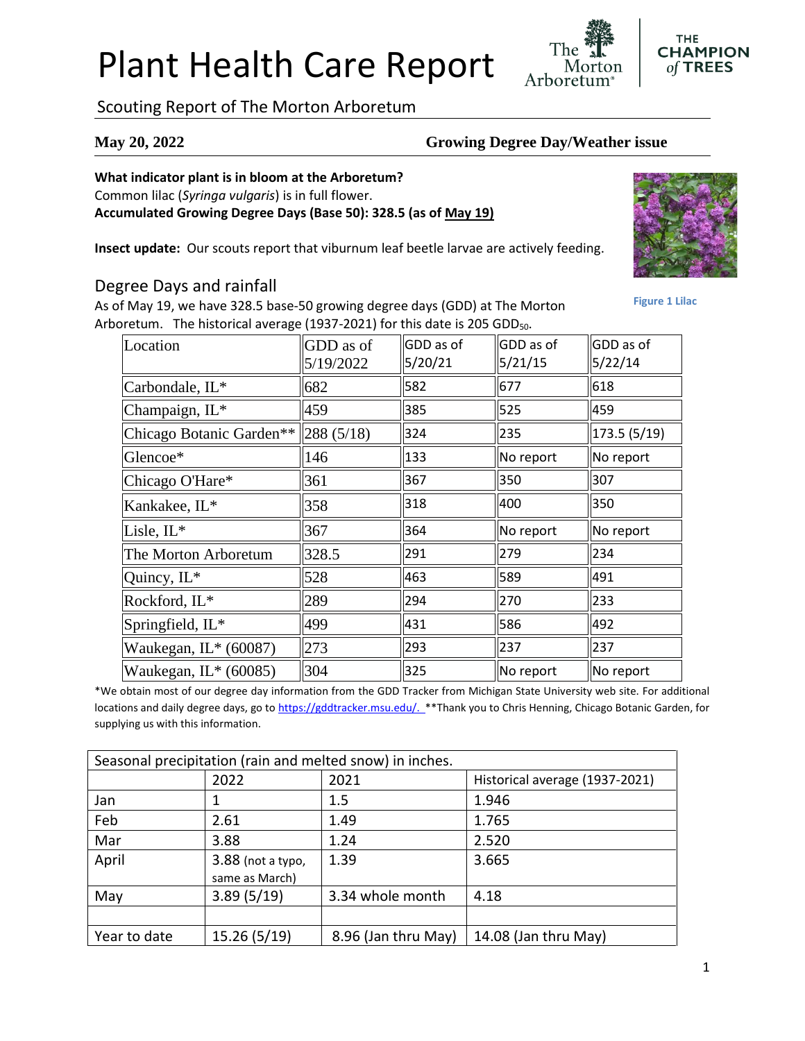# Plant Health Care Report

Scouting Report of The Morton Arboretum

**May 20, 2022** **Growing Degree Day/Weather issue**

**What indicator plant is in bloom at the Arboretum?**
Common lilac (*Syringa vulgaris*) is in full flower.
**Accumulated Growing Degree Days (Base 50): 328.5 (as of May 19)**

**Insect update:** Our scouts report that viburnum leaf beetle larvae are actively feeding.

Figure 1 Lilac

## Degree Days and rainfall

As of May 19, we have 328.5 base-50 growing degree days (GDD) at The Morton Arboretum. The historical average (1937-2021) for this date is 205 $GDD_{50}$.

| Location | GDD as of 5/19/2022 | GDD as of 5/20/21 | GDD as of 5/21/15 | GDD as of 5/22/14 |
|---|---|---|---|---|
| Carbondale, IL* | 682 | 582 | 677 | 618 |
| Champaign, IL* | 459 | 385 | 525 | 459 |
| Chicago Botanic Garden** | 288 (5/18) | 324 | 235 | 173.5 (5/19) |
| Glencoe* | 146 | 133 | No report | No report |
| Chicago O'Hare* | 361 | 367 | 350 | 307 |
| Kankakee, IL* | 358 | 318 | 400 | 350 |
| Lisle, IL* | 367 | 364 | No report | No report |
| The Morton Arboretum | 328.5 | 291 | 279 | 234 |
| Quincy, IL* | 528 | 463 | 589 | 491 |
| Rockford, IL* | 289 | 294 | 270 | 233 |
| Springfield, IL* | 499 | 431 | 586 | 492 |
| Waukegan, IL* (60087) | 273 | 293 | 237 | 237 |
| Waukegan, IL* (60085) | 304 | 325 | No report | No report |

*We obtain most of our degree day information from the GDD Tracker from Michigan State University web site. For additional locations and daily degree days, go to https://gddtracker.msu.edu/. **Thank you to Chris Henning, Chicago Botanic Garden, for supplying us with this information.

| Seasonal precipitation (rain and melted snow) in inches. | | | |
|---|---|---|---|
| | 2022 | 2021 | Historical average (1937-2021) |
| Jan | 1 | 1.5 | 1.946 |
| Feb | 2.61 | 1.49 | 1.765 |
| Mar | 3.88 | 1.24 | 2.520 |
| April | 3.88 (not a typo, same as March) | 1.39 | 3.665 |
| May | 3.89 (5/19) | 3.34 whole month | 4.18 |
| | | | |
| Year to date | 15.26 (5/19) | 8.96 (Jan thru May) | 14.08 (Jan thru May) |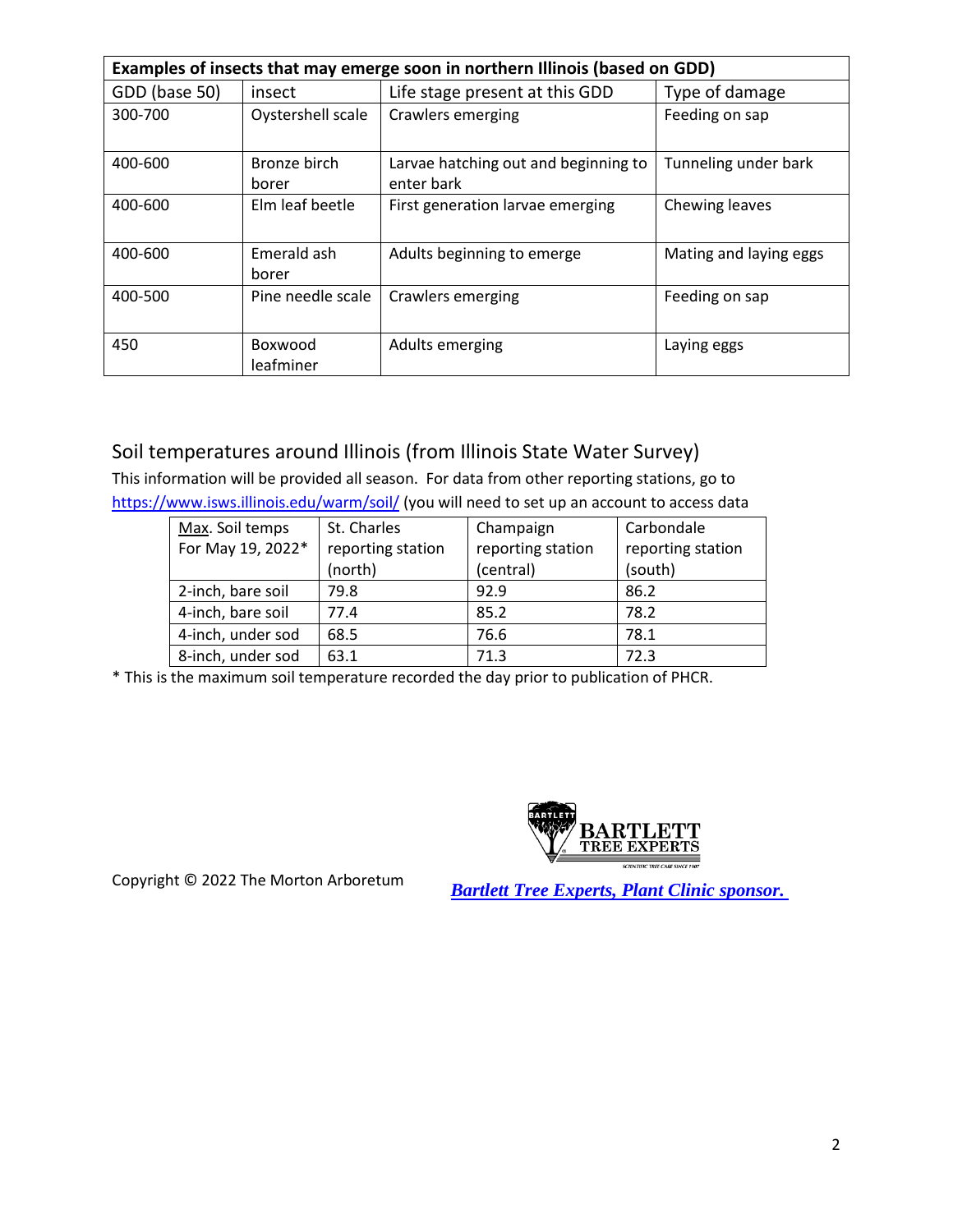| Examples of insects that may emerge soon in northern Illinois (based on GDD) | | | |
|---|---|---|---|
| GDD (base 50) | insect | Life stage present at this GDD | Type of damage |
| 300-700 | Oystershell scale | Crawlers emerging | Feeding on sap |
| 400-600 | Bronze birch borer | Larvae hatching out and beginning to enter bark | Tunneling under bark |
| 400-600 | Elm leaf beetle | First generation larvae emerging | Chewing leaves |
| 400-600 | Emerald ash borer | Adults beginning to emerge | Mating and laying eggs |
| 400-500 | Pine needle scale | Crawlers emerging | Feeding on sap |
| 450 | Boxwood leafminer | Adults emerging | Laying eggs |

## Soil temperatures around Illinois (from Illinois State Water Survey)

This information will be provided all season. For data from other reporting stations, go to [https://www.isws.illinois.edu/warm/soil/](https://www.isws.illinois.edu/warm/soil/) (you will need to set up an account to access data

| Max. Soil temps For May 19, 2022* | St. Charles reporting station (north) | Champaign reporting station (central) | Carbondale reporting station (south) |
|---|---|---|---|
| 2-inch, bare soil | 79.8 | 92.9 | 86.2 |
| 4-inch, bare soil | 77.4 | 85.2 | 78.2 |
| 4-inch, under sod | 68.5 | 76.6 | 78.1 |
| 8-inch, under sod | 63.1 | 71.3 | 72.3 |

* This is the maximum soil temperature recorded the day prior to publication of PHCR.

Copyright © 2022 The Morton Arboretum

***Bartlett Tree Experts, Plant Clinic sponsor.***